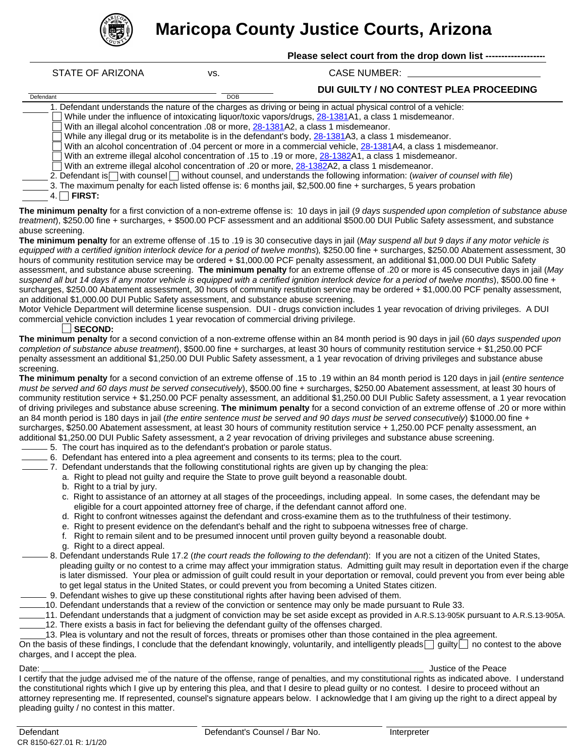# Maricopa County Justice Courts, Arizona

**Please select court from the drop down list -------------------**

STATE OF ARIZONA vs. CASE NUMBER: ______________________

______________________ ________
Defendant DOB

**DUI GUILTY / NO CONTEST PLEA PROCEEDING**

______ 1. Defendant understands the nature of the charges as driving or being in actual physical control of a vehicle:

- ☐ While under the influence of intoxicating liquor/toxic vapors/drugs, 28-1381A1, a class 1 misdemeanor.
- ☐ With an illegal alcohol concentration .08 or more, 28-1381A2, a class 1 misdemeanor.
- ☐ While any illegal drug or its metabolite is in the defendant's body, 28-1381A3, a class 1 misdemeanor.
- ☐ With an alcohol concentration of .04 percent or more in a commercial vehicle, 28-1381A4, a class 1 misdemeanor.
- ☐ With an extreme illegal alcohol concentration of .15 to .19 or more, 28-1382A1, a class 1 misdemeanor.
- ☐ With an extreme illegal alcohol concentration of .20 or more, 28-1382A2, a class 1 misdemeanor.

______ 2. Defendant is ☐ with counsel ☐ without counsel, and understands the following information: (*waiver of counsel with file*)

______ 3. The maximum penalty for each listed offense is: 6 months jail, $2,500.00 fine + surcharges, 5 years probation

______ 4. ☐ **FIRST:**

**The minimum penalty** for a first conviction of a non-extreme offense is: 10 days in jail (*9 days suspended upon completion of substance abuse treatment*), $250.00 fine + surcharges, + $500.00 PCF assessment and an additional $500.00 DUI Public Safety assessment, and substance abuse screening.

**The minimum penalty** for an extreme offense of .15 to .19 is 30 consecutive days in jail (*May suspend all but 9 days if any motor vehicle is equipped with a certified ignition interlock device for a period of twelve months*), $250.00 fine + surcharges, $250.00 Abatement assessment, 30 hours of community restitution service may be ordered + $1,000.00 PCF penalty assessment, an additional $1,000.00 DUI Public Safety assessment, and substance abuse screening. **The minimum penalty** for an extreme offense of .20 or more is 45 consecutive days in jail (*May suspend all but 14 days if any motor vehicle is equipped with a certified ignition interlock device for a period of twelve months*), $500.00 fine + surcharges, $250.00 Abatement assessment, 30 hours of community restitution service may be ordered + $1,000.00 PCF penalty assessment, an additional $1,000.00 DUI Public Safety assessment, and substance abuse screening.

Motor Vehicle Department will determine license suspension. DUI - drugs conviction includes 1 year revocation of driving privileges. A DUI commercial vehicle conviction includes 1 year revocation of commercial driving privilege.

☐ **SECOND:**

**The minimum penalty** for a second conviction of a non-extreme offense within an 84 month period is 90 days in jail (60 *days suspended upon completion of substance abuse treatment*), $500.00 fine + surcharges, at least 30 hours of community restitution service + $1,250.00 PCF penalty assessment an additional $1,250.00 DUI Public Safety assessment, a 1 year revocation of driving privileges and substance abuse screening.

**The minimum penalty** for a second conviction of an extreme offense of .15 to .19 within an 84 month period is 120 days in jail (*entire sentence must be served and 60 days must be served consecutively*), $500.00 fine + surcharges, $250.00 Abatement assessment, at least 30 hours of community restitution service + $1,250.00 PCF penalty assessment, an additional $1,250.00 DUI Public Safety assessment, a 1 year revocation of driving privileges and substance abuse screening. **The minimum penalty** for a second conviction of an extreme offense of .20 or more within an 84 month period is 180 days in jail (*the entire sentence must be served and 90 days must be served consecutively*) $1000.00 fine + surcharges, $250.00 Abatement assessment, at least 30 hours of community restitution service + 1,250.00 PCF penalty assessment, an additional $1,250.00 DUI Public Safety assessment, a 2 year revocation of driving privileges and substance abuse screening.

______ 5. The court has inquired as to the defendant's probation or parole status.

______ 6. Defendant has entered into a plea agreement and consents to its terms; plea to the court.

______ 7. Defendant understands that the following constitutional rights are given up by changing the plea:

a. Right to plead not guilty and require the State to prove guilt beyond a reasonable doubt.
b. Right to a trial by jury.
c. Right to assistance of an attorney at all stages of the proceedings, including appeal. In some cases, the defendant may be eligible for a court appointed attorney free of charge, if the defendant cannot afford one.
d. Right to confront witnesses against the defendant and cross-examine them as to the truthfulness of their testimony.
e. Right to present evidence on the defendant's behalf and the right to subpoena witnesses free of charge.
f. Right to remain silent and to be presumed innocent until proven guilty beyond a reasonable doubt.
g. Right to a direct appeal.

______ 8. Defendant understands Rule 17.2 (*the court reads the following to the defendant*): If you are not a citizen of the United States, pleading guilty or no contest to a crime may affect your immigration status. Admitting guilt may result in deportation even if the charge is later dismissed. Your plea or admission of guilt could result in your deportation or removal, could prevent you from ever being able to get legal status in the United States, or could prevent you from becoming a United States citizen.

______ 9. Defendant wishes to give up these constitutional rights after having been advised of them.

______10. Defendant understands that a review of the conviction or sentence may only be made pursuant to Rule 33.

______11. Defendant understands that a judgment of conviction may be set aside except as provided in A.R.S.13-905K pursuant to A.R.S.13-905A.

______12. There exists a basis in fact for believing the defendant guilty of the offenses charged.

______13. Plea is voluntary and not the result of forces, threats or promises other than those contained in the plea agreement.

On the basis of these findings, I conclude that the defendant knowingly, voluntarily, and intelligently pleads ☐ guilty ☐ no contest to the above charges, and I accept the plea.

Date: ____________________ ________________________________________ Justice of the Peace

I certify that the judge advised me of the nature of the offense, range of penalties, and my constitutional rights as indicated above. I understand the constitutional rights which I give up by entering this plea, and that I desire to plead guilty or no contest. I desire to proceed without an attorney representing me. If represented, counsel's signature appears below. I acknowledge that I am giving up the right to a direct appeal by pleading guilty / no contest in this matter.

____________________ ____________________ ____________________
Defendant Defendant's Counsel / Bar No. Interpreter

CR 8150-627.01 R: 1/1/20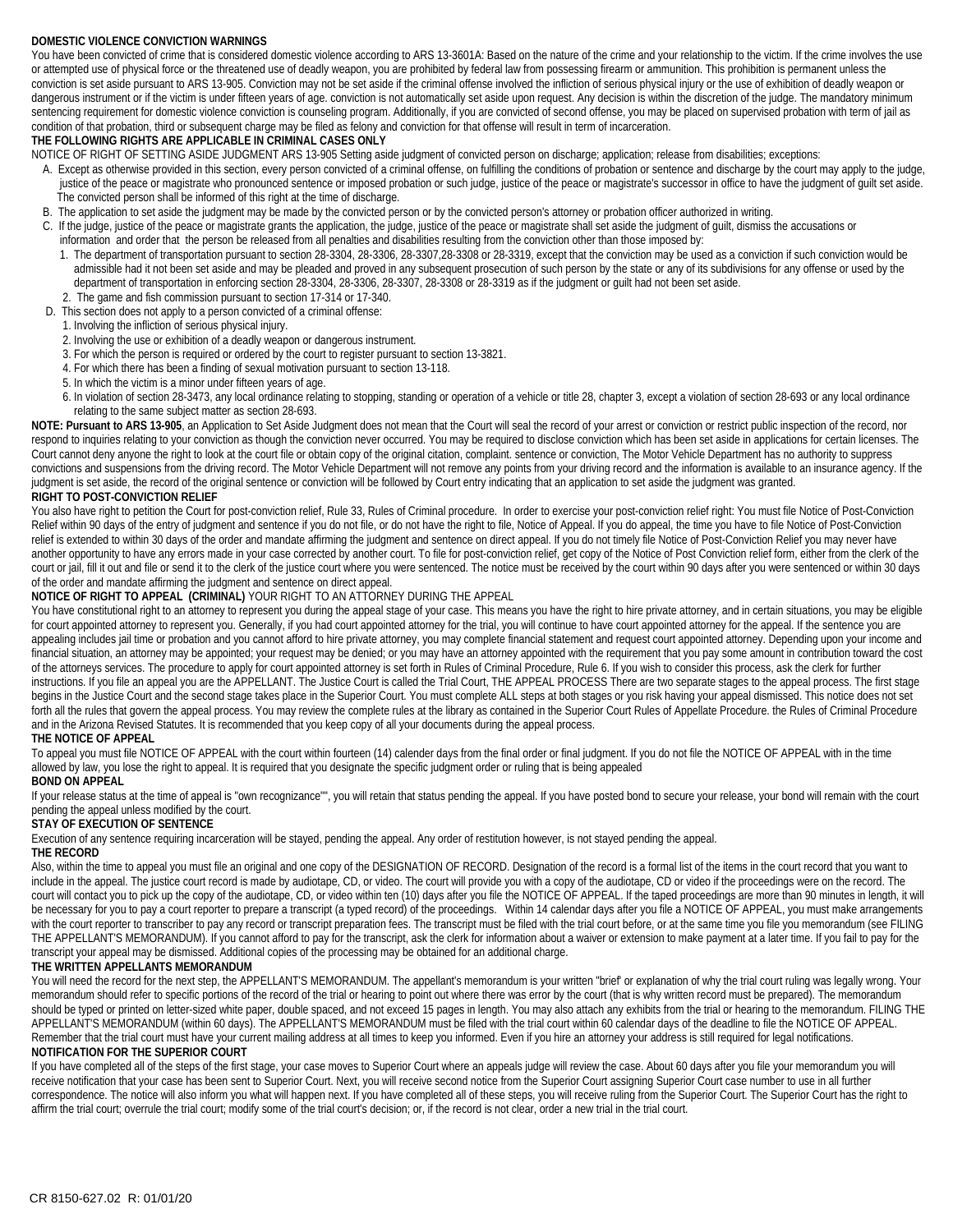**DOMESTIC VIOLENCE CONVICTION WARNINGS**

You have been convicted of crime that is considered domestic violence according to ARS 13-3601A: Based on the nature of the crime and your relationship to the victim. If the crime involves the use or attempted use of physical force or the threatened use of deadly weapon, you are prohibited by federal law from possessing firearm or ammunition. This prohibition is permanent unless the conviction is set aside pursuant to ARS 13-905. Conviction may not be set aside if the criminal offense involved the infliction of serious physical injury or the use of exhibition of deadly weapon or dangerous instrument or if the victim is under fifteen years of age. conviction is not automatically set aside upon request. Any decision is within the discretion of the judge. The mandatory minimum sentencing requirement for domestic violence conviction is counseling program. Additionally, if you are convicted of second offense, you may be placed on supervised probation with term of jail as condition of that probation, third or subsequent charge may be filed as felony and conviction for that offense will result in term of incarceration.

**THE FOLLOWING RIGHTS ARE APPLICABLE IN CRIMINAL CASES ONLY**

NOTICE OF RIGHT OF SETTING ASIDE JUDGMENT ARS 13-905 Setting aside judgment of convicted person on discharge; application; release from disabilities; exceptions:

A. Except as otherwise provided in this section, every person convicted of a criminal offense, on fulfilling the conditions of probation or sentence and discharge by the court may apply to the judge, justice of the peace or magistrate who pronounced sentence or imposed probation or such judge, justice of the peace or magistrate's successor in office to have the judgment of guilt set aside. The convicted person shall be informed of this right at the time of discharge.

B. The application to set aside the judgment may be made by the convicted person or by the convicted person's attorney or probation officer authorized in writing.

C. If the judge, justice of the peace or magistrate grants the application, the judge, justice of the peace or magistrate shall set aside the judgment of guilt, dismiss the accusations or information and order that the person be released from all penalties and disabilities resulting from the conviction other than those imposed by:
   1. The department of transportation pursuant to section 28-3304, 28-3306, 28-3307,28-3308 or 28-3319, except that the conviction may be used as a conviction if such conviction would be admissible had it not been set aside and may be pleaded and proved in any subsequent prosecution of such person by the state or any of its subdivisions for any offense or used by the department of transportation in enforcing section 28-3304, 28-3306, 28-3307, 28-3308 or 28-3319 as if the judgment or guilt had not been set aside.
   2. The game and fish commission pursuant to section 17-314 or 17-340.

D. This section does not apply to a person convicted of a criminal offense:
   1. Involving the infliction of serious physical injury.
   2. Involving the use or exhibition of a deadly weapon or dangerous instrument.
   3. For which the person is required or ordered by the court to register pursuant to section 13-3821.
   4. For which there has been a finding of sexual motivation pursuant to section 13-118.
   5. In which the victim is a minor under fifteen years of age.
   6. In violation of section 28-3473, any local ordinance relating to stopping, standing or operation of a vehicle or title 28, chapter 3, except a violation of section 28-693 or any local ordinance relating to the same subject matter as section 28-693.

**NOTE: Pursuant to ARS 13-905**, an Application to Set Aside Judgment does not mean that the Court will seal the record of your arrest or conviction or restrict public inspection of the record, nor respond to inquiries relating to your conviction as though the conviction never occurred. You may be required to disclose conviction which has been set aside in applications for certain licenses. The Court cannot deny anyone the right to look at the court file or obtain copy of the original citation, complaint. sentence or conviction, The Motor Vehicle Department has no authority to suppress convictions and suspensions from the driving record. The Motor Vehicle Department will not remove any points from your driving record and the information is available to an insurance agency. If the judgment is set aside, the record of the original sentence or conviction will be followed by Court entry indicating that an application to set aside the judgment was granted.

**RIGHT TO POST-CONVICTION RELIEF**

You also have right to petition the Court for post-conviction relief, Rule 33, Rules of Criminal procedure. In order to exercise your post-conviction relief right: You must file Notice of Post-Conviction Relief within 90 days of the entry of judgment and sentence if you do not file, or do not have the right to file, Notice of Appeal. If you do appeal, the time you have to file Notice of Post-Conviction relief is extended to within 30 days of the order and mandate affirming the judgment and sentence on direct appeal. If you do not timely file Notice of Post-Conviction Relief you may never have another opportunity to have any errors made in your case corrected by another court. To file for post-conviction relief, get copy of the Notice of Post Conviction relief form, either from the clerk of the court or jail, fill it out and file or send it to the clerk of the justice court where you were sentenced. The notice must be received by the court within 90 days after you were sentenced or within 30 days of the order and mandate affirming the judgment and sentence on direct appeal.

**NOTICE OF RIGHT TO APPEAL (CRIMINAL)** YOUR RIGHT TO AN ATTORNEY DURING THE APPEAL

You have constitutional right to an attorney to represent you during the appeal stage of your case. This means you have the right to hire private attorney, and in certain situations, you may be eligible for court appointed attorney to represent you. Generally, if you had court appointed attorney for the trial, you will continue to have court appointed attorney for the appeal. If the sentence you are appealing includes jail time or probation and you cannot afford to hire private attorney, you may complete financial statement and request court appointed attorney. Depending upon your income and financial situation, an attorney may be appointed; your request may be denied; or you may have an attorney appointed with the requirement that you pay some amount in contribution toward the cost of the attorneys services. The procedure to apply for court appointed attorney is set forth in Rules of Criminal Procedure, Rule 6. If you wish to consider this process, ask the clerk for further instructions. If you file an appeal you are the APPELLANT. The Justice Court is called the Trial Court, THE APPEAL PROCESS There are two separate stages to the appeal process. The first stage begins in the Justice Court and the second stage takes place in the Superior Court. You must complete ALL steps at both stages or you risk having your appeal dismissed. This notice does not set forth all the rules that govern the appeal process. You may review the complete rules at the library as contained in the Superior Court Rules of Appellate Procedure. the Rules of Criminal Procedure and in the Arizona Revised Statutes. It is recommended that you keep copy of all your documents during the appeal process.

**THE NOTICE OF APPEAL**

To appeal you must file NOTICE OF APPEAL with the court within fourteen (14) calender days from the final order or final judgment. If you do not file the NOTICE OF APPEAL with in the time allowed by law, you lose the right to appeal. It is required that you designate the specific judgment order or ruling that is being appealed

**BOND ON APPEAL**

If your release status at the time of appeal is "own recognizance"", you will retain that status pending the appeal. If you have posted bond to secure your release, your bond will remain with the court pending the appeal unless modified by the court.

**STAY OF EXECUTION OF SENTENCE**

Execution of any sentence requiring incarceration will be stayed, pending the appeal. Any order of restitution however, is not stayed pending the appeal.

**THE RECORD**

Also, within the time to appeal you must file an original and one copy of the DESIGNATION OF RECORD. Designation of the record is a formal list of the items in the court record that you want to include in the appeal. The justice court record is made by audiotape, CD, or video. The court will provide you with a copy of the audiotape, CD or video if the proceedings were on the record. The court will contact you to pick up the copy of the audiotape, CD, or video within ten (10) days after you file the NOTICE OF APPEAL. If the taped proceedings are more than 90 minutes in length, it will be necessary for you to pay a court reporter to prepare a transcript (a typed record) of the proceedings. Within 14 calendar days after you file a NOTICE OF APPEAL, you must make arrangements with the court reporter to transcriber to pay any record or transcript preparation fees. The transcript must be filed with the trial court before, or at the same time you file you memorandum (see FILING THE APPELLANT'S MEMORANDUM). If you cannot afford to pay for the transcript, ask the clerk for information about a waiver or extension to make payment at a later time. If you fail to pay for the transcript your appeal may be dismissed. Additional copies of the processing may be obtained for an additional charge.

**THE WRITTEN APPELLANTS MEMORANDUM**

You will need the record for the next step, the APPELLANT'S MEMORANDUM. The appellant's memorandum is your written "brief' or explanation of why the trial court ruling was legally wrong. Your memorandum should refer to specific portions of the record of the trial or hearing to point out where there was error by the court (that is why written record must be prepared). The memorandum should be typed or printed on letter-sized white paper, double spaced, and not exceed 15 pages in length. You may also attach any exhibits from the trial or hearing to the memorandum. FILING THE APPELLANT'S MEMORANDUM (within 60 days). The APPELLANT'S MEMORANDUM must be filed with the trial court within 60 calendar days of the deadline to file the NOTICE OF APPEAL. Remember that the trial court must have your current mailing address at all times to keep you informed. Even if you hire an attorney your address is still required for legal notifications.

**NOTIFICATION FOR THE SUPERIOR COURT**

If you have completed all of the steps of the first stage, your case moves to Superior Court where an appeals judge will review the case. About 60 days after you file your memorandum you will receive notification that your case has been sent to Superior Court. Next, you will receive second notice from the Superior Court assigning Superior Court case number to use in all further correspondence. The notice will also inform you what will happen next. If you have completed all of these steps, you will receive ruling from the Superior Court. The Superior Court has the right to affirm the trial court; overrule the trial court; modify some of the trial court's decision; or, if the record is not clear, order a new trial in the trial court.

CR 8150-627.02 R: 01/01/20